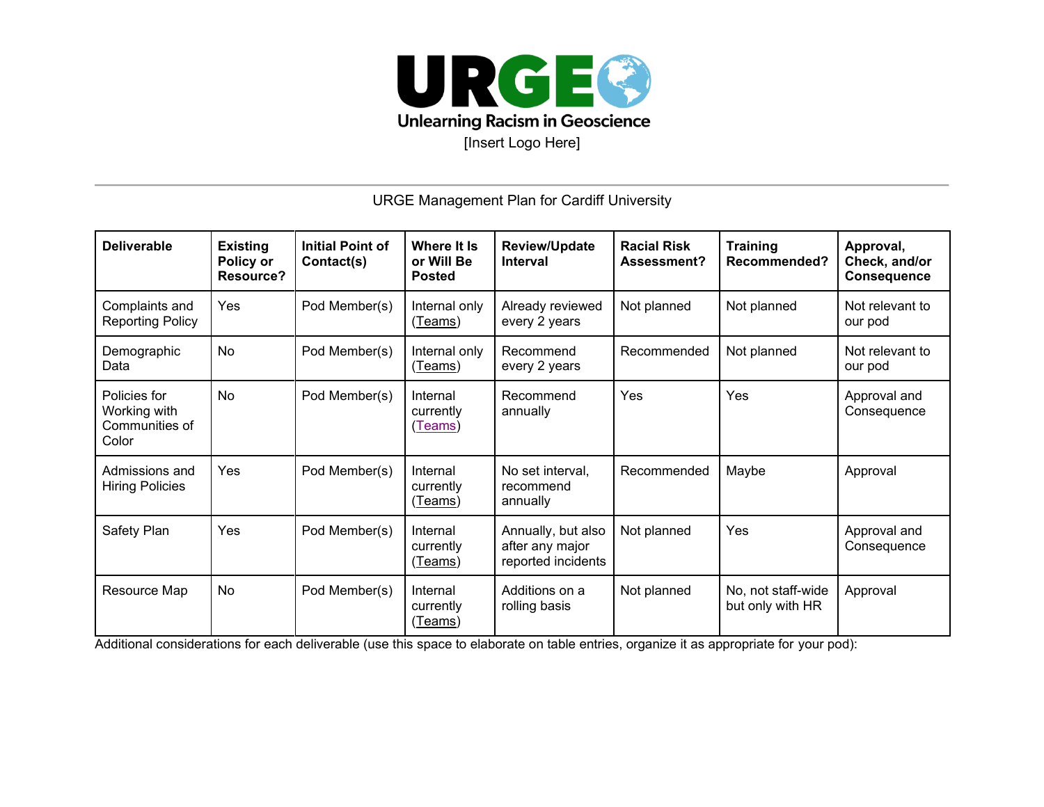URGE
Unlearning Racism in Geoscience

[Insert Logo Here]

URGE Management Plan for Cardiff University

| Deliverable | Existing Policy or Resource? | Initial Point of Contact(s) | Where It Is or Will Be Posted | Review/Update Interval | Racial Risk Assessment? | Training Recommended? | Approval, Check, and/or Consequence |
|---|---|---|---|---|---|---|---|
| Complaints and Reporting Policy | Yes | Pod Member(s) | Internal only (Teams) | Already reviewed every 2 years | Not planned | Not planned | Not relevant to our pod |
| Demographic Data | No | Pod Member(s) | Internal only (Teams) | Recommend every 2 years | Recommended | Not planned | Not relevant to our pod |
| Policies for Working with Communities of Color | No | Pod Member(s) | Internal currently (Teams) | Recommend annually | Yes | Yes | Approval and Consequence |
| Admissions and Hiring Policies | Yes | Pod Member(s) | Internal currently (Teams) | No set interval, recommend annually | Recommended | Maybe | Approval |
| Safety Plan | Yes | Pod Member(s) | Internal currently (Teams) | Annually, but also after any major reported incidents | Not planned | Yes | Approval and Consequence |
| Resource Map | No | Pod Member(s) | Internal currently (Teams) | Additions on a rolling basis | Not planned | No, not staff-wide but only with HR | Approval |

Additional considerations for each deliverable (use this space to elaborate on table entries, organize it as appropriate for your pod):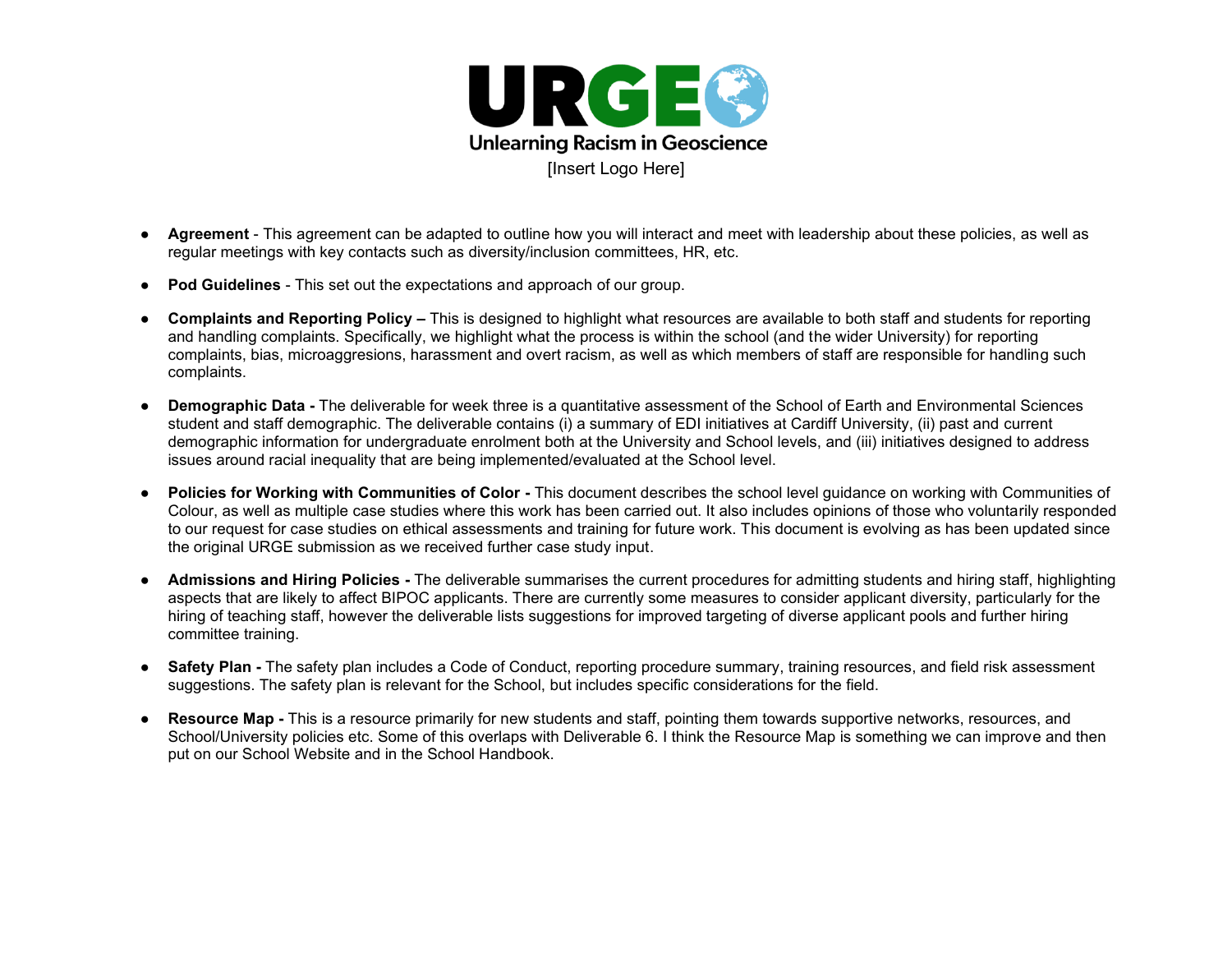URGE

Unlearning Racism in Geoscience

[Insert Logo Here]

- **Agreement** - This agreement can be adapted to outline how you will interact and meet with leadership about these policies, as well as regular meetings with key contacts such as diversity/inclusion committees, HR, etc.

- **Pod Guidelines** - This set out the expectations and approach of our group.

- **Complaints and Reporting Policy –** This is designed to highlight what resources are available to both staff and students for reporting and handling complaints. Specifically, we highlight what the process is within the school (and the wider University) for reporting complaints, bias, microaggresions, harassment and overt racism, as well as which members of staff are responsible for handling such complaints.

- **Demographic Data -** The deliverable for week three is a quantitative assessment of the School of Earth and Environmental Sciences student and staff demographic. The deliverable contains (i) a summary of EDI initiatives at Cardiff University, (ii) past and current demographic information for undergraduate enrolment both at the University and School levels, and (iii) initiatives designed to address issues around racial inequality that are being implemented/evaluated at the School level.

- **Policies for Working with Communities of Color -** This document describes the school level guidance on working with Communities of Colour, as well as multiple case studies where this work has been carried out. It also includes opinions of those who voluntarily responded to our request for case studies on ethical assessments and training for future work. This document is evolving as has been updated since the original URGE submission as we received further case study input.

- **Admissions and Hiring Policies -** The deliverable summarises the current procedures for admitting students and hiring staff, highlighting aspects that are likely to affect BIPOC applicants. There are currently some measures to consider applicant diversity, particularly for the hiring of teaching staff, however the deliverable lists suggestions for improved targeting of diverse applicant pools and further hiring committee training.

- **Safety Plan -** The safety plan includes a Code of Conduct, reporting procedure summary, training resources, and field risk assessment suggestions. The safety plan is relevant for the School, but includes specific considerations for the field.

- **Resource Map -** This is a resource primarily for new students and staff, pointing them towards supportive networks, resources, and School/University policies etc. Some of this overlaps with Deliverable 6. I think the Resource Map is something we can improve and then put on our School Website and in the School Handbook.